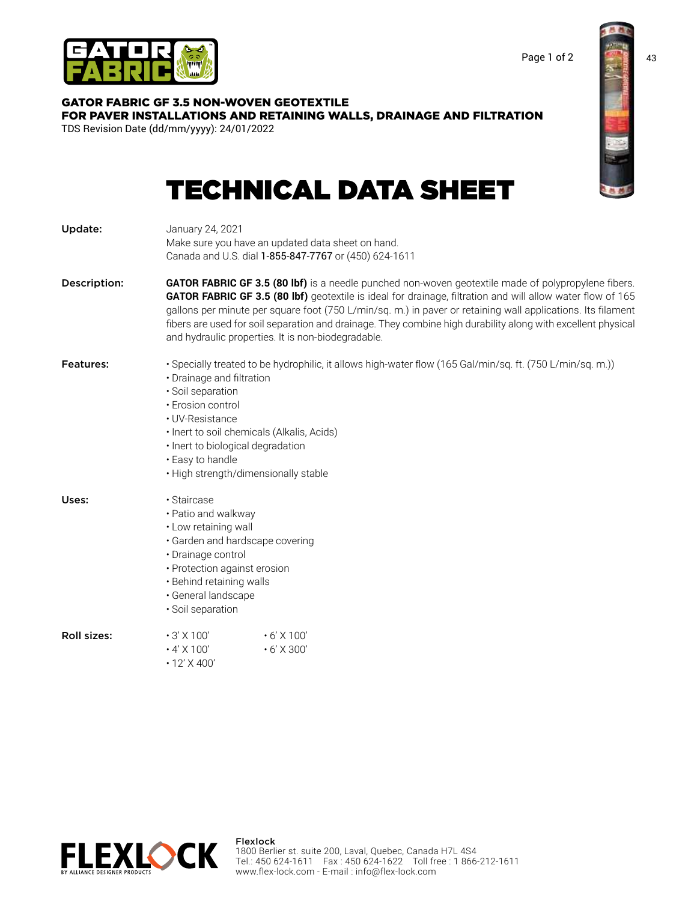**GATOR FABRIC GF 3.5 NON-WOVEN GEOTEXTILE**
**FOR PAVER INSTALLATIONS AND RETAINING WALLS, DRAINAGE AND FILTRATION**
TDS Revision Date (dd/mm/yyyy): 24/01/2022

# TECHNICAL DATA SHEET

**Update:**

January 24, 2021
Make sure you have an updated data sheet on hand.
Canada and U.S. dial 1-855-847-7767 or (450) 624-1611

**Description:**

**GATOR FABRIC GF 3.5 (80 lbf)** is a needle punched non-woven geotextile made of polypropylene fibers. **GATOR FABRIC GF 3.5 (80 lbf)** geotextile is ideal for drainage, filtration and will allow water flow of 165 gallons per minute per square foot (750 L/min/sq. m.) in paver or retaining wall applications. Its filament fibers are used for soil separation and drainage. They combine high durability along with excellent physical and hydraulic properties. It is non-biodegradable.

**Features:**

- Specially treated to be hydrophilic, it allows high-water flow (165 Gal/min/sq. ft. (750 L/min/sq. m.))
- Drainage and filtration
- Soil separation
- Erosion control
- UV-Resistance
- Inert to soil chemicals (Alkalis, Acids)
- Inert to biological degradation
- Easy to handle
- High strength/dimensionally stable

**Uses:**

- Staircase
- Patio and walkway
- Low retaining wall
- Garden and hardscape covering
- Drainage control
- Protection against erosion
- Behind retaining walls
- General landscape
- Soil separation

**Roll sizes:**

- 3' X 100'
- 4' X 100'
- 12' X 400'
- 6' X 100'
- 6' X 300'

**Flexlock**
1800 Berlier st. suite 200, Laval, Quebec, Canada H7L 4S4
Tel.: 450 624-1611 Fax : 450 624-1622 Toll free : 1 866-212-1611
www.flex-lock.com - E-mail : info@flex-lock.com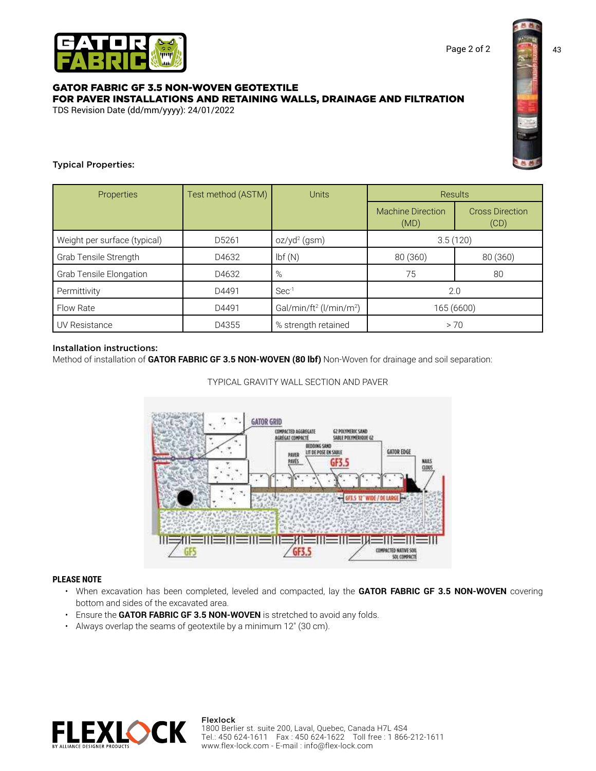# GATOR FABRIC GF 3.5 NON-WOVEN GEOTEXTILE
# FOR PAVER INSTALLATIONS AND RETAINING WALLS, DRAINAGE AND FILTRATION

TDS Revision Date (dd/mm/yyyy): 24/01/2022

### Typical Properties:

| Properties | Test method (ASTM) | Units | Results | |
|---|---|---|---|---|
| | | | Machine Direction (MD) | Cross Direction (CD) |
| Weight per surface (typical) | D5261 | $oz/yd^2$ (gsm) | 3.5 (120) | |
| Grab Tensile Strength | D4632 | lbf (N) | 80 (360) | 80 (360) |
| Grab Tensile Elongation | D4632 | % | 75 | 80 |
| Permittivity | D4491 | $Sec^{-1}$ | 2.0 | |
| Flow Rate | D4491 | $Gal/min/ft^2$ ($l/min/m^2$) | 165 (6600) | |
| UV Resistance | D4355 | % strength retained | > 70 | |

### Installation instructions:

Method of installation of **GATOR FABRIC GF 3.5 NON-WOVEN (80 lbf)** Non-Woven for drainage and soil separation:

TYPICAL GRAVITY WALL SECTION AND PAVER

**PLEASE NOTE**

- When excavation has been completed, leveled and compacted, lay the **GATOR FABRIC GF 3.5 NON-WOVEN** covering bottom and sides of the excavated area.
- Ensure the **GATOR FABRIC GF 3.5 NON-WOVEN** is stretched to avoid any folds.
- Always overlap the seams of geotextile by a minimum 12" (30 cm).

**Flexlock**
1800 Berlier st. suite 200, Laval, Quebec, Canada H7L 4S4
Tel.: 450 624-1611 Fax : 450 624-1622 Toll free : 1 866-212-1611
www.flex-lock.com - E-mail : info@flex-lock.com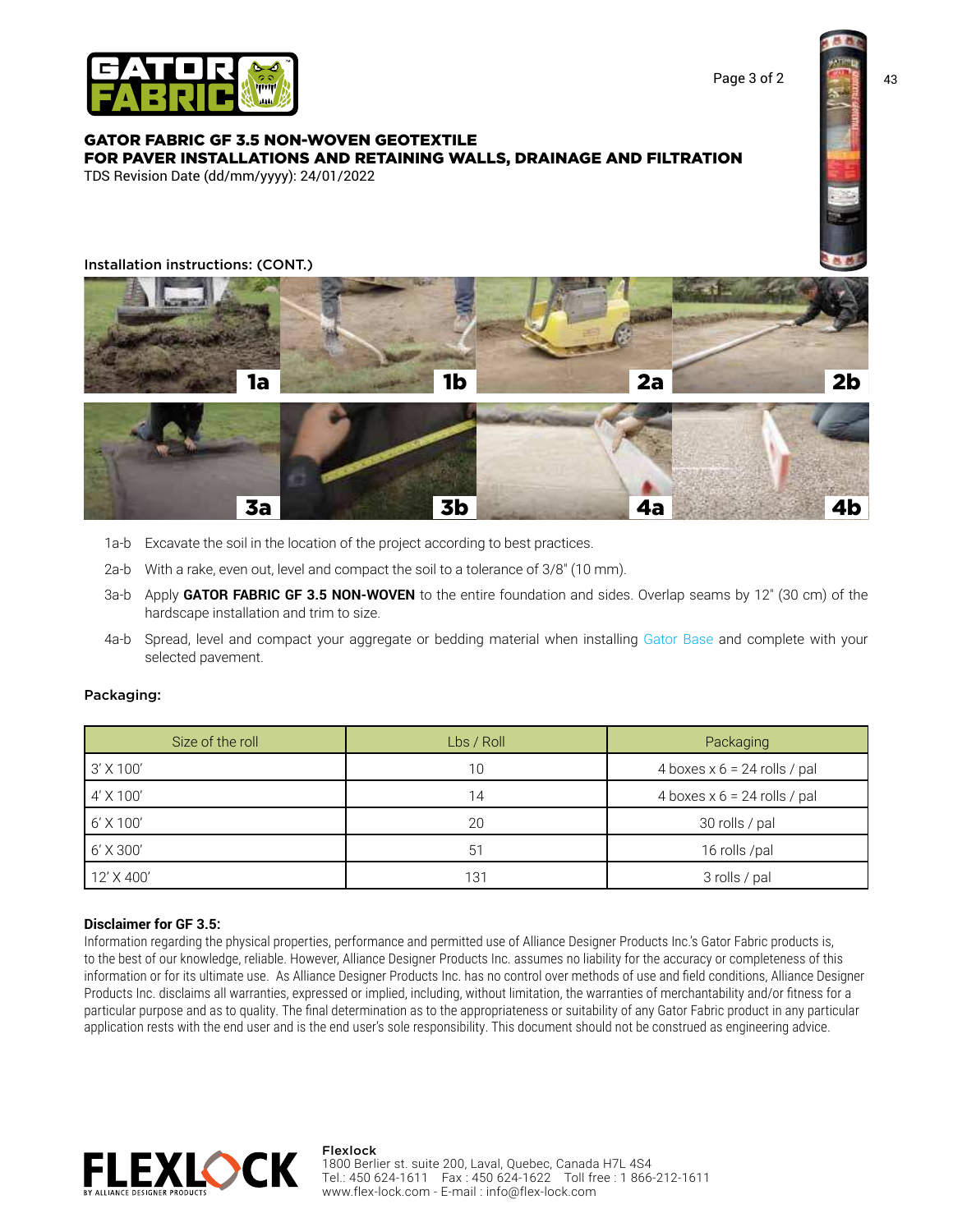# GATOR FABRIC GF 3.5 NON-WOVEN GEOTEXTILE
# FOR PAVER INSTALLATIONS AND RETAINING WALLS, DRAINAGE AND FILTRATION

TDS Revision Date (dd/mm/yyyy): 24/01/2022

### Installation instructions: (CONT.)

1a 1b 2a 2b

3a 3b 4a 4b

- 1a-b Excavate the soil in the location of the project according to best practices.
- 2a-b With a rake, even out, level and compact the soil to a tolerance of 3/8" (10 mm).
- 3a-b Apply **GATOR FABRIC GF 3.5 NON-WOVEN** to the entire foundation and sides. Overlap seams by 12" (30 cm) of the hardscape installation and trim to size.
- 4a-b Spread, level and compact your aggregate or bedding material when installing Gator Base and complete with your selected pavement.

### Packaging:

| Size of the roll | Lbs / Roll | Packaging |
|---|---|---|
| 3' X 100' | 10 | 4 boxes x 6 = 24 rolls / pal |
| 4' X 100' | 14 | 4 boxes x 6 = 24 rolls / pal |
| 6' X 100' | 20 | 30 rolls / pal |
| 6' X 300' | 51 | 16 rolls /pal |
| 12' X 400' | 131 | 3 rolls / pal |

**Disclaimer for GF 3.5:**

Information regarding the physical properties, performance and permitted use of Alliance Designer Products Inc.'s Gator Fabric products is, to the best of our knowledge, reliable. However, Alliance Designer Products Inc. assumes no liability for the accuracy or completeness of this information or for its ultimate use. As Alliance Designer Products Inc. has no control over methods of use and field conditions, Alliance Designer Products Inc. disclaims all warranties, expressed or implied, including, without limitation, the warranties of merchantability and/or fitness for a particular purpose and as to quality. The final determination as to the appropriateness or suitability of any Gator Fabric product in any particular application rests with the end user and is the end user's sole responsibility. This document should not be construed as engineering advice.

**Flexlock**
1800 Berlier st. suite 200, Laval, Quebec, Canada H7L 4S4
Tel.: 450 624-1611 Fax : 450 624-1622 Toll free : 1 866-212-1611
www.flex-lock.com - E-mail : info@flex-lock.com